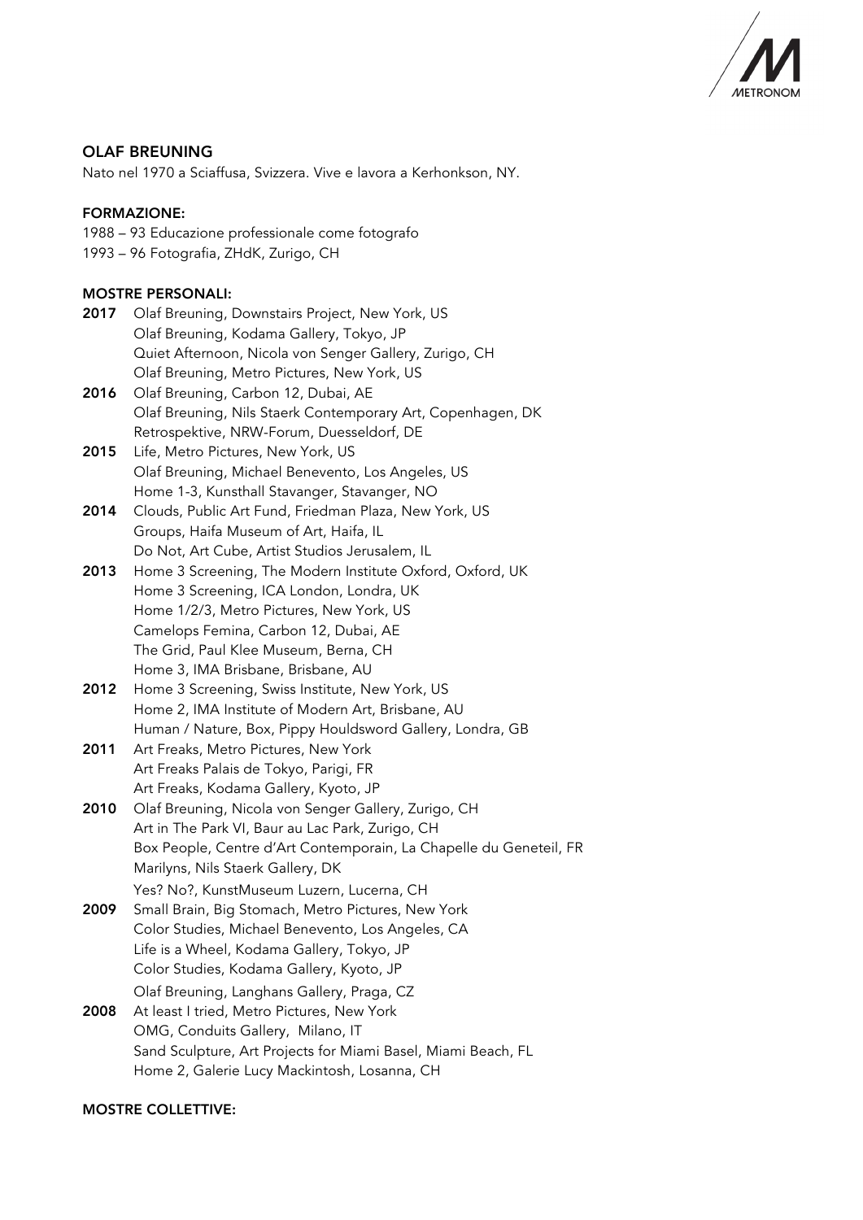## OLAF BREUNING

Nato nel 1970 a Sciaffusa, Svizzera. Vive e lavora a Kerhonkson, NY.

### FORMAZIONE:

1988 – 93 Educazione professionale come fotografo
1993 – 96 Fotografia, ZHdK, Zurigo, CH

### MOSTRE PERSONALI:

**2017** Olaf Breuning, Downstairs Project, New York, US
Olaf Breuning, Kodama Gallery, Tokyo, JP
Quiet Afternoon, Nicola von Senger Gallery, Zurigo, CH
Olaf Breuning, Metro Pictures, New York, US

**2016** Olaf Breuning, Carbon 12, Dubai, AE
Olaf Breuning, Nils Staerk Contemporary Art, Copenhagen, DK
Retrospektive, NRW-Forum, Duesseldorf, DE

**2015** Life, Metro Pictures, New York, US
Olaf Breuning, Michael Benevento, Los Angeles, US
Home 1-3, Kunsthall Stavanger, Stavanger, NO

**2014** Clouds, Public Art Fund, Friedman Plaza, New York, US
Groups, Haifa Museum of Art, Haifa, IL
Do Not, Art Cube, Artist Studios Jerusalem, IL

**2013** Home 3 Screening, The Modern Institute Oxford, Oxford, UK
Home 3 Screening, ICA London, Londra, UK
Home 1/2/3, Metro Pictures, New York, US
Camelops Femina, Carbon 12, Dubai, AE
The Grid, Paul Klee Museum, Berna, CH
Home 3, IMA Brisbane, Brisbane, AU

**2012** Home 3 Screening, Swiss Institute, New York, US
Home 2, IMA Institute of Modern Art, Brisbane, AU
Human / Nature, Box, Pippy Houldsword Gallery, Londra, GB

**2011** Art Freaks, Metro Pictures, New York
Art Freaks Palais de Tokyo, Parigi, FR
Art Freaks, Kodama Gallery, Kyoto, JP

**2010** Olaf Breuning, Nicola von Senger Gallery, Zurigo, CH
Art in The Park VI, Baur au Lac Park, Zurigo, CH
Box People, Centre d'Art Contemporain, La Chapelle du Geneteil, FR
Marilyns, Nils Staerk Gallery, DK
Yes? No?, KunstMuseum Luzern, Lucerna, CH

**2009** Small Brain, Big Stomach, Metro Pictures, New York
Color Studies, Michael Benevento, Los Angeles, CA
Life is a Wheel, Kodama Gallery, Tokyo, JP
Color Studies, Kodama Gallery, Kyoto, JP
Olaf Breuning, Langhans Gallery, Praga, CZ

**2008** At least I tried, Metro Pictures, New York
OMG, Conduits Gallery, Milano, IT
Sand Sculpture, Art Projects for Miami Basel, Miami Beach, FL
Home 2, Galerie Lucy Mackintosh, Losanna, CH

### MOSTRE COLLETTIVE: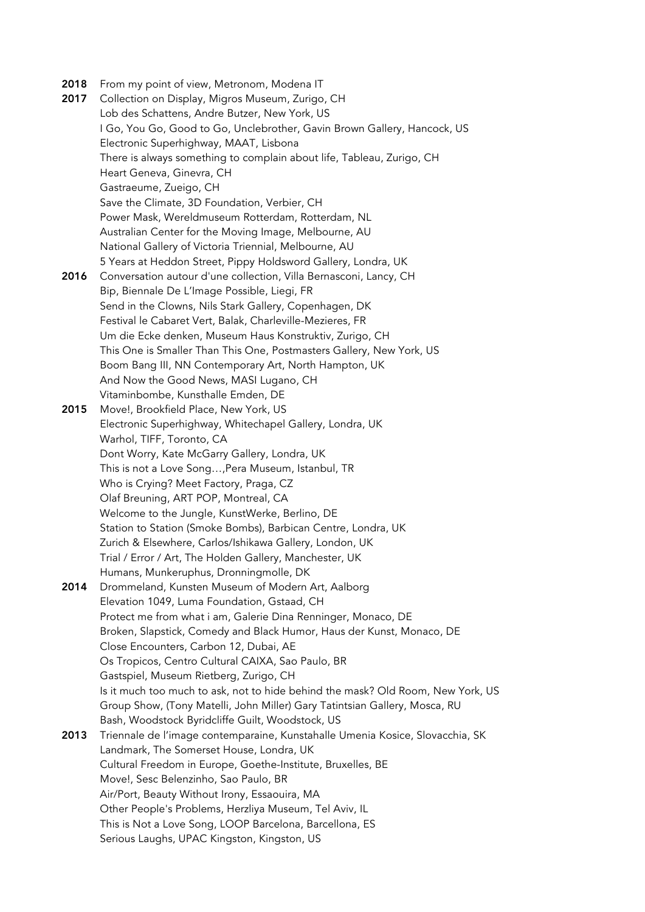**2018** From my point of view, Metronom, Modena IT

**2017** Collection on Display, Migros Museum, Zurigo, CH
Lob des Schattens, Andre Butzer, New York, US
I Go, You Go, Good to Go, Unclebrother, Gavin Brown Gallery, Hancock, US
Electronic Superhighway, MAAT, Lisbona
There is always something to complain about life, Tableau, Zurigo, CH
Heart Geneva, Ginevra, CH
Gastraeume, Zueigo, CH
Save the Climate, 3D Foundation, Verbier, CH
Power Mask, Wereldmuseum Rotterdam, Rotterdam, NL
Australian Center for the Moving Image, Melbourne, AU
National Gallery of Victoria Triennial, Melbourne, AU
5 Years at Heddon Street, Pippy Holdsword Gallery, Londra, UK

**2016** Conversation autour d'une collection, Villa Bernasconi, Lancy, CH
Bip, Biennale De L'Image Possible, Liegi, FR
Send in the Clowns, Nils Stark Gallery, Copenhagen, DK
Festival le Cabaret Vert, Balak, Charleville-Mezieres, FR
Um die Ecke denken, Museum Haus Konstruktiv, Zurigo, CH
This One is Smaller Than This One, Postmasters Gallery, New York, US
Boom Bang III, NN Contemporary Art, North Hampton, UK
And Now the Good News, MASI Lugano, CH
Vitaminbombe, Kunsthalle Emden, DE

**2015** Move!, Brookfield Place, New York, US
Electronic Superhighway, Whitechapel Gallery, Londra, UK
Warhol, TIFF, Toronto, CA
Dont Worry, Kate McGarry Gallery, Londra, UK
This is not a Love Song…,Pera Museum, Istanbul, TR
Who is Crying? Meet Factory, Praga, CZ
Olaf Breuning, ART POP, Montreal, CA
Welcome to the Jungle, KunstWerke, Berlino, DE
Station to Station (Smoke Bombs), Barbican Centre, Londra, UK
Zurich & Elsewhere, Carlos/Ishikawa Gallery, London, UK
Trial / Error / Art, The Holden Gallery, Manchester, UK
Humans, Munkeruphus, Dronningmolle, DK

**2014** Drommeland, Kunsten Museum of Modern Art, Aalborg
Elevation 1049, Luma Foundation, Gstaad, CH
Protect me from what i am, Galerie Dina Renninger, Monaco, DE
Broken, Slapstick, Comedy and Black Humor, Haus der Kunst, Monaco, DE
Close Encounters, Carbon 12, Dubai, AE
Os Tropicos, Centro Cultural CAIXA, Sao Paulo, BR
Gastspiel, Museum Rietberg, Zurigo, CH
Is it much too much to ask, not to hide behind the mask? Old Room, New York, US
Group Show, (Tony Matelli, John Miller) Gary Tatintsian Gallery, Mosca, RU
Bash, Woodstock Byridcliffe Guilt, Woodstock, US

**2013** Triennale de l'image contemparaine, Kunstahalle Umenia Kosice, Slovacchia, SK
Landmark, The Somerset House, Londra, UK
Cultural Freedom in Europe, Goethe-Institute, Bruxelles, BE
Move!, Sesc Belenzinho, Sao Paulo, BR
Air/Port, Beauty Without Irony, Essaouira, MA
Other People's Problems, Herzliya Museum, Tel Aviv, IL
This is Not a Love Song, LOOP Barcelona, Barcellona, ES
Serious Laughs, UPAC Kingston, Kingston, US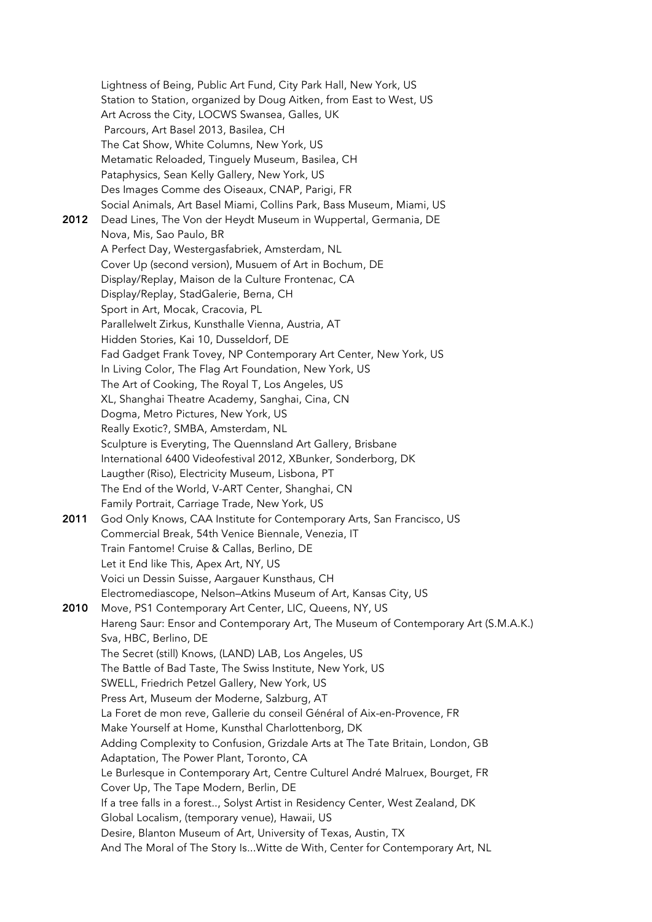Lightness of Being, Public Art Fund, City Park Hall, New York, US
Station to Station, organized by Doug Aitken, from East to West, US
Art Across the City, LOCWS Swansea, Galles, UK
Parcours, Art Basel 2013, Basilea, CH
The Cat Show, White Columns, New York, US
Metamatic Reloaded, Tinguely Museum, Basilea, CH
Pataphysics, Sean Kelly Gallery, New York, US
Des Images Comme des Oiseaux, CNAP, Parigi, FR
Social Animals, Art Basel Miami, Collins Park, Bass Museum, Miami, US

**2012** Dead Lines, The Von der Heydt Museum in Wuppertal, Germania, DE
Nova, Mis, Sao Paulo, BR
A Perfect Day, Westergasfabriek, Amsterdam, NL
Cover Up (second version), Musuem of Art in Bochum, DE
Display/Replay, Maison de la Culture Frontenac, CA
Display/Replay, StadGalerie, Berna, CH
Sport in Art, Mocak, Cracovia, PL
Parallelwelt Zirkus, Kunsthalle Vienna, Austria, AT
Hidden Stories, Kai 10, Dusseldorf, DE
Fad Gadget Frank Tovey, NP Contemporary Art Center, New York, US
In Living Color, The Flag Art Foundation, New York, US
The Art of Cooking, The Royal T, Los Angeles, US
XL, Shanghai Theatre Academy, Sanghai, Cina, CN
Dogma, Metro Pictures, New York, US
Really Exotic?, SMBA, Amsterdam, NL
Sculpture is Everyting, The Quennsland Art Gallery, Brisbane
International 6400 Videofestival 2012, XBunker, Sonderborg, DK
Laugther (Riso), Electricity Museum, Lisbona, PT
The End of the World, V-ART Center, Shanghai, CN
Family Portrait, Carriage Trade, New York, US

**2011** God Only Knows, CAA Institute for Contemporary Arts, San Francisco, US
Commercial Break, 54th Venice Biennale, Venezia, IT
Train Fantome! Cruise & Callas, Berlino, DE
Let it End like This, Apex Art, NY, US
Voici un Dessin Suisse, Aargauer Kunsthaus, CH
Electromediascope, Nelson–Atkins Museum of Art, Kansas City, US

**2010** Move, PS1 Contemporary Art Center, LIC, Queens, NY, US
Hareng Saur: Ensor and Contemporary Art, The Museum of Contemporary Art (S.M.A.K.)
Sva, HBC, Berlino, DE
The Secret (still) Knows, (LAND) LAB, Los Angeles, US
The Battle of Bad Taste, The Swiss Institute, New York, US
SWELL, Friedrich Petzel Gallery, New York, US
Press Art, Museum der Moderne, Salzburg, AT
La Foret de mon reve, Gallerie du conseil Général of Aix-en-Provence, FR
Make Yourself at Home, Kunsthal Charlottenborg, DK
Adding Complexity to Confusion, Grizdale Arts at The Tate Britain, London, GB
Adaptation, The Power Plant, Toronto, CA
Le Burlesque in Contemporary Art, Centre Culturel André Malruex, Bourget, FR
Cover Up, The Tape Modern, Berlin, DE
If a tree falls in a forest.., Solyst Artist in Residency Center, West Zealand, DK
Global Localism, (temporary venue), Hawaii, US
Desire, Blanton Museum of Art, University of Texas, Austin, TX
And The Moral of The Story Is...Witte de With, Center for Contemporary Art, NL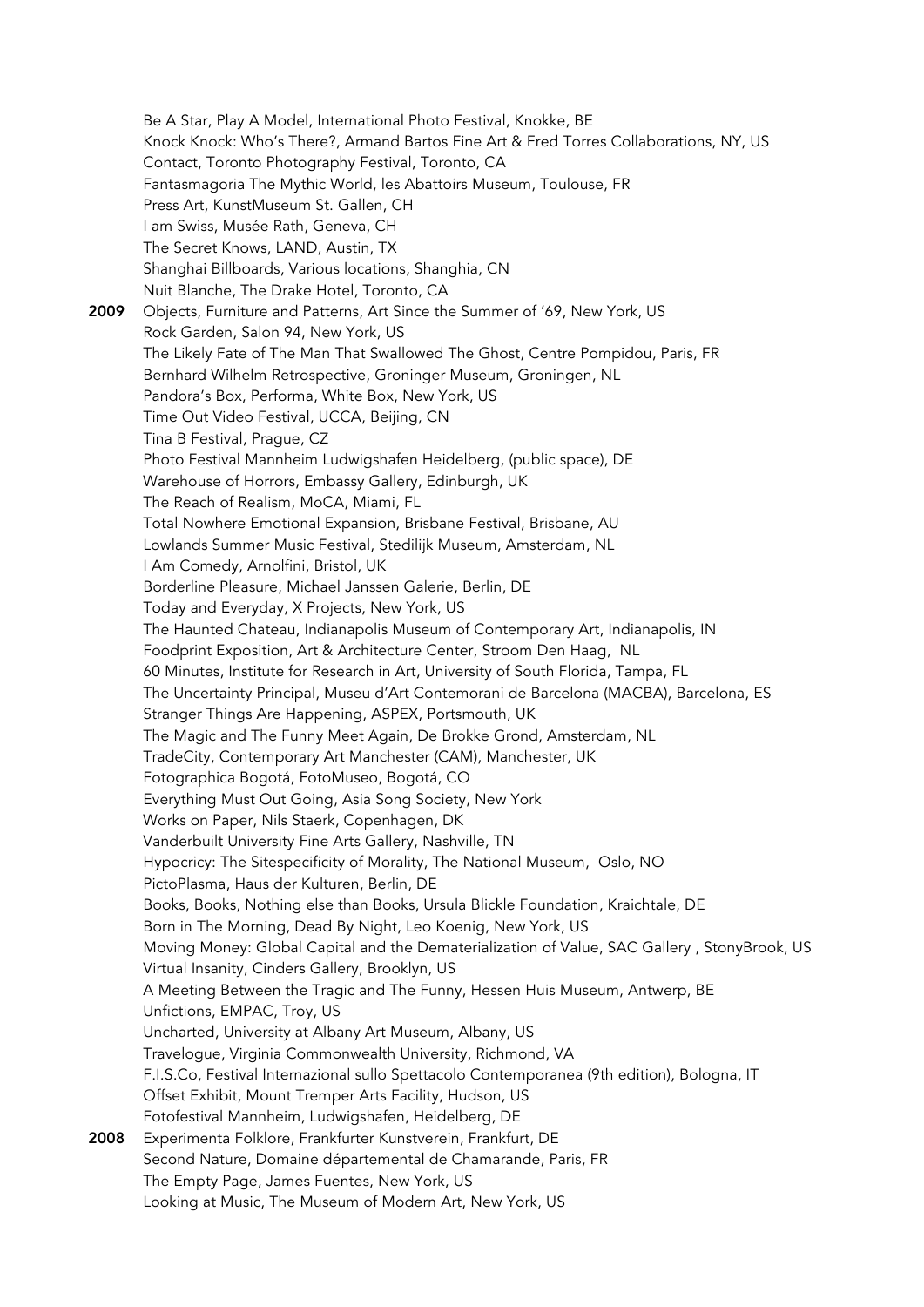Be A Star, Play A Model, International Photo Festival, Knokke, BE
Knock Knock: Who's There?, Armand Bartos Fine Art & Fred Torres Collaborations, NY, US
Contact, Toronto Photography Festival, Toronto, CA
Fantasmagoria The Mythic World, les Abattoirs Museum, Toulouse, FR
Press Art, KunstMuseum St. Gallen, CH
I am Swiss, Musée Rath, Geneva, CH
The Secret Knows, LAND, Austin, TX
Shanghai Billboards, Various locations, Shanghia, CN
Nuit Blanche, The Drake Hotel, Toronto, CA

**2009** Objects, Furniture and Patterns, Art Since the Summer of '69, New York, US
Rock Garden, Salon 94, New York, US
The Likely Fate of The Man That Swallowed The Ghost, Centre Pompidou, Paris, FR
Bernhard Wilhelm Retrospective, Groninger Museum, Groningen, NL
Pandora's Box, Performa, White Box, New York, US
Time Out Video Festival, UCCA, Beijing, CN
Tina B Festival, Prague, CZ
Photo Festival Mannheim Ludwigshafen Heidelberg, (public space), DE
Warehouse of Horrors, Embassy Gallery, Edinburgh, UK
The Reach of Realism, MoCA, Miami, FL
Total Nowhere Emotional Expansion, Brisbane Festival, Brisbane, AU
Lowlands Summer Music Festival, Stedilijk Museum, Amsterdam, NL
I Am Comedy, Arnolfini, Bristol, UK
Borderline Pleasure, Michael Janssen Galerie, Berlin, DE
Today and Everyday, X Projects, New York, US
The Haunted Chateau, Indianapolis Museum of Contemporary Art, Indianapolis, IN
Foodprint Exposition, Art & Architecture Center, Stroom Den Haag, NL
60 Minutes, Institute for Research in Art, University of South Florida, Tampa, FL
The Uncertainty Principal, Museu d'Art Contemorani de Barcelona (MACBA), Barcelona, ES
Stranger Things Are Happening, ASPEX, Portsmouth, UK
The Magic and The Funny Meet Again, De Brokke Grond, Amsterdam, NL
TradeCity, Contemporary Art Manchester (CAM), Manchester, UK
Fotographica Bogotá, FotoMuseo, Bogotá, CO
Everything Must Out Going, Asia Song Society, New York
Works on Paper, Nils Staerk, Copenhagen, DK
Vanderbuilt University Fine Arts Gallery, Nashville, TN
Hypocricy: The Sitespecificity of Morality, The National Museum, Oslo, NO
PictoPlasma, Haus der Kulturen, Berlin, DE
Books, Books, Nothing else than Books, Ursula Blickle Foundation, Kraichtale, DE
Born in The Morning, Dead By Night, Leo Koenig, New York, US
Moving Money: Global Capital and the Dematerialization of Value, SAC Gallery , StonyBrook, US
Virtual Insanity, Cinders Gallery, Brooklyn, US
A Meeting Between the Tragic and The Funny, Hessen Huis Museum, Antwerp, BE
Unfictions, EMPAC, Troy, US
Uncharted, University at Albany Art Museum, Albany, US
Travelogue, Virginia Commonwealth University, Richmond, VA
F.I.S.Co, Festival Internazional sullo Spettacolo Contemporanea (9th edition), Bologna, IT
Offset Exhibit, Mount Tremper Arts Facility, Hudson, US
Fotofestival Mannheim, Ludwigshafen, Heidelberg, DE

**2008** Experimenta Folklore, Frankfurter Kunstverein, Frankfurt, DE
Second Nature, Domaine départemental de Chamarande, Paris, FR
The Empty Page, James Fuentes, New York, US
Looking at Music, The Museum of Modern Art, New York, US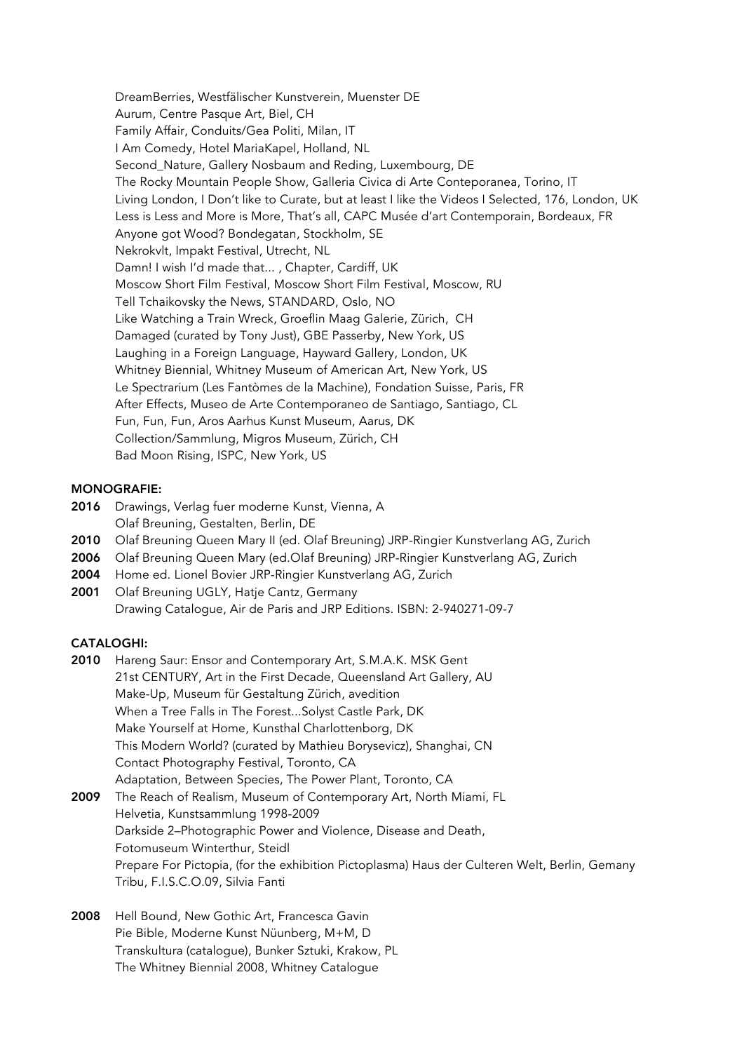DreamBerries, Westfälischer Kunstverein, Muenster DE
Aurum, Centre Pasque Art, Biel, CH
Family Affair, Conduits/Gea Politi, Milan, IT
I Am Comedy, Hotel MariaKapel, Holland, NL
Second_Nature, Gallery Nosbaum and Reding, Luxembourg, DE
The Rocky Mountain People Show, Galleria Civica di Arte Conteporanea, Torino, IT
Living London, I Don't like to Curate, but at least I like the Videos I Selected, 176, London, UK
Less is Less and More is More, That's all, CAPC Musée d'art Contemporain, Bordeaux, FR
Anyone got Wood? Bondegatan, Stockholm, SE
Nekrokvlt, Impakt Festival, Utrecht, NL
Damn! I wish I'd made that... , Chapter, Cardiff, UK
Moscow Short Film Festival, Moscow Short Film Festival, Moscow, RU
Tell Tchaikovsky the News, STANDARD, Oslo, NO
Like Watching a Train Wreck, Groeflin Maag Galerie, Zürich, CH
Damaged (curated by Tony Just), GBE Passerby, New York, US
Laughing in a Foreign Language, Hayward Gallery, London, UK
Whitney Biennial, Whitney Museum of American Art, New York, US
Le Spectrarium (Les Fantòmes de la Machine), Fondation Suisse, Paris, FR
After Effects, Museo de Arte Contemporaneo de Santiago, Santiago, CL
Fun, Fun, Fun, Aros Aarhus Kunst Museum, Aarus, DK
Collection/Sammlung, Migros Museum, Zürich, CH
Bad Moon Rising, ISPC, New York, US

**MONOGRAFIE:**

**2016** Drawings, Verlag fuer moderne Kunst, Vienna, A
Olaf Breuning, Gestalten, Berlin, DE
**2010** Olaf Breuning Queen Mary II (ed. Olaf Breuning) JRP-Ringier Kunstverlag AG, Zurich
**2006** Olaf Breuning Queen Mary (ed.Olaf Breuning) JRP-Ringier Kunstverlag AG, Zurich
**2004** Home ed. Lionel Bovier JRP-Ringier Kunstverlag AG, Zurich
**2001** Olaf Breuning UGLY, Hatje Cantz, Germany
Drawing Catalogue, Air de Paris and JRP Editions. ISBN: 2-940271-09-7

**CATALOGHI:**

**2010** Hareng Saur: Ensor and Contemporary Art, S.M.A.K. MSK Gent
21st CENTURY, Art in the First Decade, Queensland Art Gallery, AU
Make-Up, Museum für Gestaltung Zürich, avedition
When a Tree Falls in The Forest...Solyst Castle Park, DK
Make Yourself at Home, Kunsthal Charlottenborg, DK
This Modern World? (curated by Mathieu Borysevicz), Shanghai, CN
Contact Photography Festival, Toronto, CA
Adaptation, Between Species, The Power Plant, Toronto, CA
**2009** The Reach of Realism, Museum of Contemporary Art, North Miami, FL
Helvetia, Kunstsammlung 1998-2009
Darkside 2–Photographic Power and Violence, Disease and Death,
Fotomuseum Winterthur, Steidl
Prepare For Pictopia, (for the exhibition Pictoplasma) Haus der Culteren Welt, Berlin, Gemany
Tribu, F.I.S.C.O.09, Silvia Fanti

**2008** Hell Bound, New Gothic Art, Francesca Gavin
Pie Bible, Moderne Kunst Nüunberg, M+M, D
Transkultura (catalogue), Bunker Sztuki, Krakow, PL
The Whitney Biennial 2008, Whitney Catalogue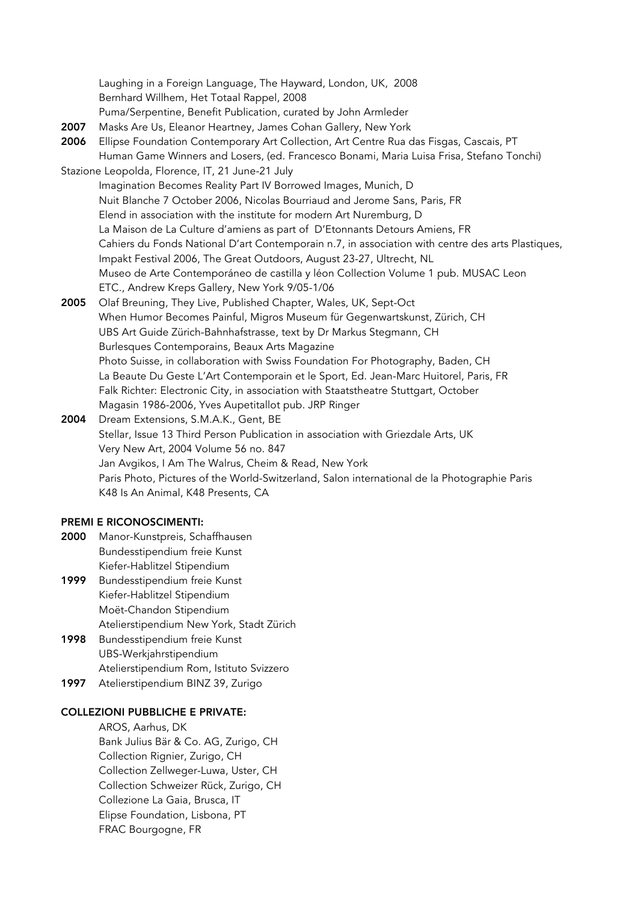Laughing in a Foreign Language, The Hayward, London, UK, 2008
Bernhard Willhem, Het Totaal Rappel, 2008
Puma/Serpentine, Benefit Publication, curated by John Armleder

**2007** Masks Are Us, Eleanor Heartney, James Cohan Gallery, New York

**2006** Ellipse Foundation Contemporary Art Collection, Art Centre Rua das Fisgas, Cascais, PT
Human Game Winners and Losers, (ed. Francesco Bonami, Maria Luisa Frisa, Stefano Tonchi)
Stazione Leopolda, Florence, IT, 21 June-21 July
Imagination Becomes Reality Part IV Borrowed Images, Munich, D
Nuit Blanche 7 October 2006, Nicolas Bourriaud and Jerome Sans, Paris, FR
Elend in association with the institute for modern Art Nuremburg, D
La Maison de La Culture d'amiens as part of D'Etonnants Detours Amiens, FR
Cahiers du Fonds National D'art Contemporain n.7, in association with centre des arts Plastiques,
Impakt Festival 2006, The Great Outdoors, August 23-27, Ultrecht, NL
Museo de Arte Contemporáneo de castilla y léon Collection Volume 1 pub. MUSAC Leon
ETC., Andrew Kreps Gallery, New York 9/05-1/06

**2005** Olaf Breuning, They Live, Published Chapter, Wales, UK, Sept-Oct
When Humor Becomes Painful, Migros Museum für Gegenwartskunst, Zürich, CH
UBS Art Guide Zürich-Bahnhafstrasse, text by Dr Markus Stegmann, CH
Burlesques Contemporains, Beaux Arts Magazine
Photo Suisse, in collaboration with Swiss Foundation For Photography, Baden, CH
La Beaute Du Geste L'Art Contemporain et le Sport, Ed. Jean-Marc Huitorel, Paris, FR
Falk Richter: Electronic City, in association with Staatstheatre Stuttgart, October
Magasin 1986-2006, Yves Aupetitallot pub. JRP Ringer

**2004** Dream Extensions, S.M.A.K., Gent, BE
Stellar, Issue 13 Third Person Publication in association with Griezdale Arts, UK
Very New Art, 2004 Volume 56 no. 847
Jan Avgikos, I Am The Walrus, Cheim & Read, New York
Paris Photo, Pictures of the World-Switzerland, Salon international de la Photographie Paris
K48 Is An Animal, K48 Presents, CA

## PREMI E RICONOSCIMENTI:

**2000** Manor-Kunstpreis, Schaffhausen
Bundesstipendium freie Kunst
Kiefer-Hablitzel Stipendium

**1999** Bundesstipendium freie Kunst
Kiefer-Hablitzel Stipendium
Moët-Chandon Stipendium
Atelierstipendium New York, Stadt Zürich

**1998** Bundesstipendium freie Kunst
UBS-Werkjahrstipendium
Atelierstipendium Rom, Istituto Svizzero

**1997** Atelierstipendium BINZ 39, Zurigo

## COLLEZIONI PUBBLICHE E PRIVATE:

AROS, Aarhus, DK
Bank Julius Bär & Co. AG, Zurigo, CH
Collection Rignier, Zurigo, CH
Collection Zellweger-Luwa, Uster, CH
Collection Schweizer Rück, Zurigo, CH
Collezione La Gaia, Brusca, IT
Elipse Foundation, Lisbona, PT
FRAC Bourgogne, FR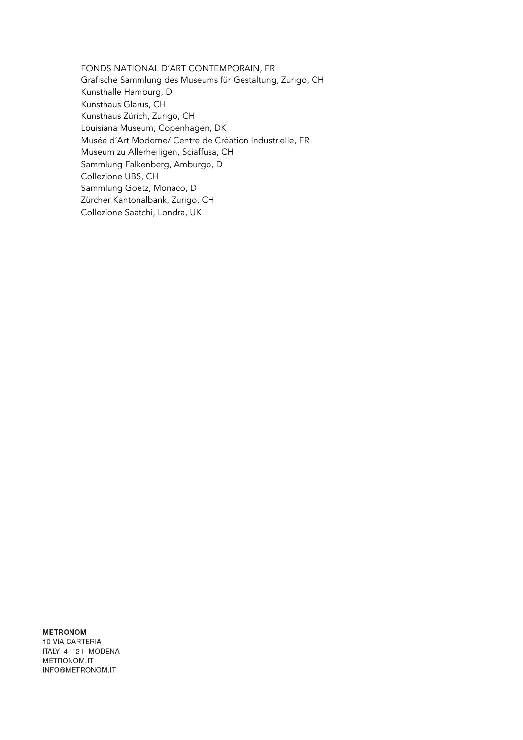FONDS NATIONAL D’ART CONTEMPORAIN, FR
Grafische Sammlung des Museums für Gestaltung, Zurigo, CH
Kunsthalle Hamburg, D
Kunsthaus Glarus, CH
Kunsthaus Zürich, Zurigo, CH
Louisiana Museum, Copenhagen, DK
Musée d’Art Moderne/ Centre de Création Industrielle, FR
Museum zu Allerheiligen, Sciaffusa, CH
Sammlung Falkenberg, Amburgo, D
Collezione UBS, CH
Sammlung Goetz, Monaco, D
Zürcher Kantonalbank, Zurigo, CH
Collezione Saatchi, Londra, UK

**METRONOM**
10 VIA CARTERIA
ITALY 41121 MODENA
METRONOM.IT
INFO@METRONOM.IT